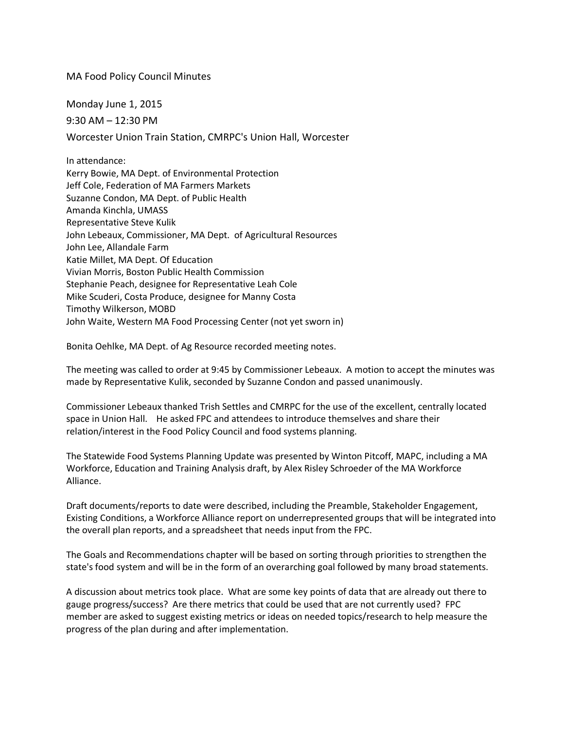# MA Food Policy Council Minutes

Monday June 1, 2015

9:30 AM – 12:30 PM

Worcester Union Train Station, CMRPC's Union Hall, Worcester

In attendance:
Kerry Bowie, MA Dept. of Environmental Protection
Jeff Cole, Federation of MA Farmers Markets
Suzanne Condon, MA Dept. of Public Health
Amanda Kinchla, UMASS
Representative Steve Kulik
John Lebeaux, Commissioner, MA Dept. of Agricultural Resources
John Lee, Allandale Farm
Katie Millet, MA Dept. Of Education
Vivian Morris, Boston Public Health Commission
Stephanie Peach, designee for Representative Leah Cole
Mike Scuderi, Costa Produce, designee for Manny Costa
Timothy Wilkerson, MOBD
John Waite, Western MA Food Processing Center (not yet sworn in)

Bonita Oehlke, MA Dept. of Ag Resource recorded meeting notes.

The meeting was called to order at 9:45 by Commissioner Lebeaux. A motion to accept the minutes was made by Representative Kulik, seconded by Suzanne Condon and passed unanimously.

Commissioner Lebeaux thanked Trish Settles and CMRPC for the use of the excellent, centrally located space in Union Hall. He asked FPC and attendees to introduce themselves and share their relation/interest in the Food Policy Council and food systems planning.

The Statewide Food Systems Planning Update was presented by Winton Pitcoff, MAPC, including a MA Workforce, Education and Training Analysis draft, by Alex Risley Schroeder of the MA Workforce Alliance.

Draft documents/reports to date were described, including the Preamble, Stakeholder Engagement, Existing Conditions, a Workforce Alliance report on underrepresented groups that will be integrated into the overall plan reports, and a spreadsheet that needs input from the FPC.

The Goals and Recommendations chapter will be based on sorting through priorities to strengthen the state's food system and will be in the form of an overarching goal followed by many broad statements.

A discussion about metrics took place. What are some key points of data that are already out there to gauge progress/success? Are there metrics that could be used that are not currently used? FPC member are asked to suggest existing metrics or ideas on needed topics/research to help measure the progress of the plan during and after implementation.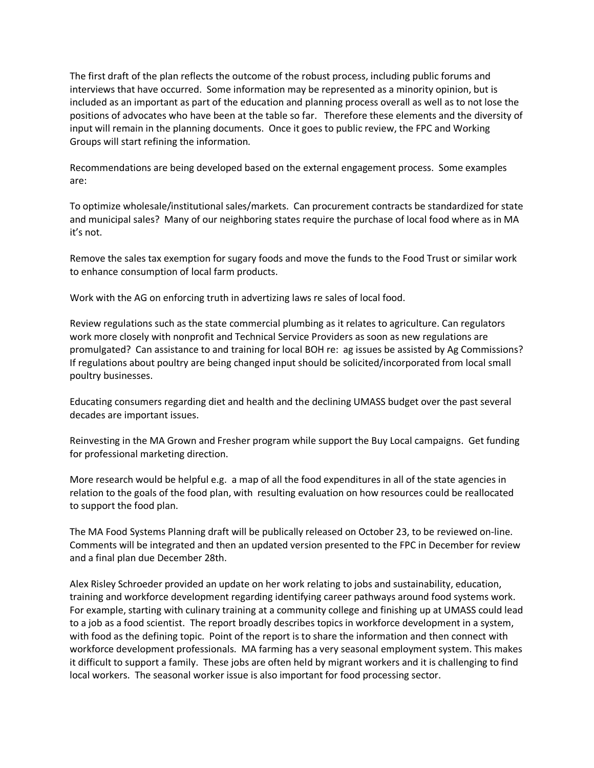The first draft of the plan reflects the outcome of the robust process, including public forums and interviews that have occurred. Some information may be represented as a minority opinion, but is included as an important as part of the education and planning process overall as well as to not lose the positions of advocates who have been at the table so far. Therefore these elements and the diversity of input will remain in the planning documents. Once it goes to public review, the FPC and Working Groups will start refining the information.

Recommendations are being developed based on the external engagement process. Some examples are:

To optimize wholesale/institutional sales/markets. Can procurement contracts be standardized for state and municipal sales? Many of our neighboring states require the purchase of local food where as in MA it's not.

Remove the sales tax exemption for sugary foods and move the funds to the Food Trust or similar work to enhance consumption of local farm products.

Work with the AG on enforcing truth in advertizing laws re sales of local food.

Review regulations such as the state commercial plumbing as it relates to agriculture. Can regulators work more closely with nonprofit and Technical Service Providers as soon as new regulations are promulgated? Can assistance to and training for local BOH re: ag issues be assisted by Ag Commissions? If regulations about poultry are being changed input should be solicited/incorporated from local small poultry businesses.

Educating consumers regarding diet and health and the declining UMASS budget over the past several decades are important issues.

Reinvesting in the MA Grown and Fresher program while support the Buy Local campaigns. Get funding for professional marketing direction.

More research would be helpful e.g. a map of all the food expenditures in all of the state agencies in relation to the goals of the food plan, with resulting evaluation on how resources could be reallocated to support the food plan.

The MA Food Systems Planning draft will be publically released on October 23, to be reviewed on-line. Comments will be integrated and then an updated version presented to the FPC in December for review and a final plan due December 28th.

Alex Risley Schroeder provided an update on her work relating to jobs and sustainability, education, training and workforce development regarding identifying career pathways around food systems work. For example, starting with culinary training at a community college and finishing up at UMASS could lead to a job as a food scientist. The report broadly describes topics in workforce development in a system, with food as the defining topic. Point of the report is to share the information and then connect with workforce development professionals. MA farming has a very seasonal employment system. This makes it difficult to support a family. These jobs are often held by migrant workers and it is challenging to find local workers. The seasonal worker issue is also important for food processing sector.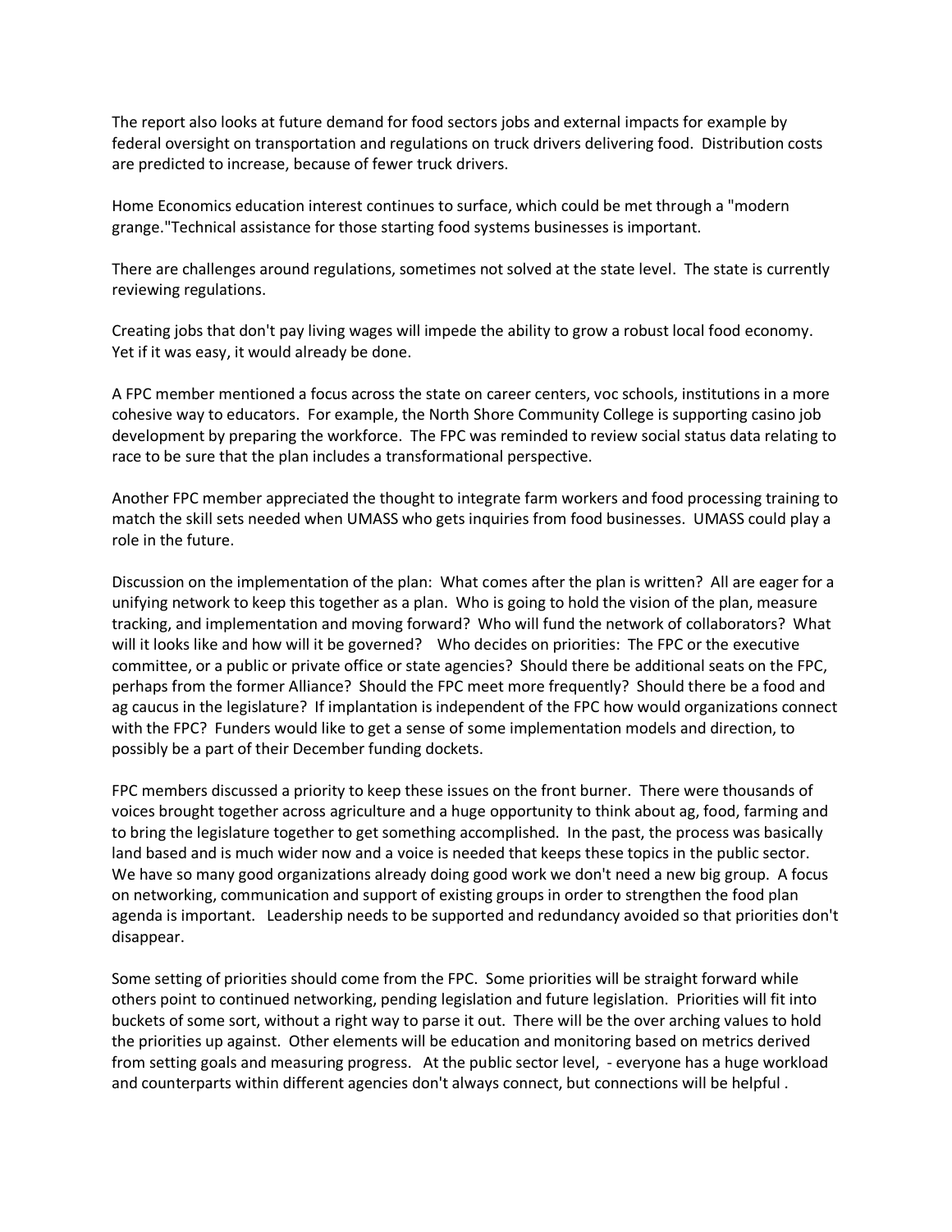The report also looks at future demand for food sectors jobs and external impacts for example by federal oversight on transportation and regulations on truck drivers delivering food. Distribution costs are predicted to increase, because of fewer truck drivers.

Home Economics education interest continues to surface, which could be met through a "modern grange."Technical assistance for those starting food systems businesses is important.

There are challenges around regulations, sometimes not solved at the state level. The state is currently reviewing regulations.

Creating jobs that don't pay living wages will impede the ability to grow a robust local food economy. Yet if it was easy, it would already be done.

A FPC member mentioned a focus across the state on career centers, voc schools, institutions in a more cohesive way to educators. For example, the North Shore Community College is supporting casino job development by preparing the workforce. The FPC was reminded to review social status data relating to race to be sure that the plan includes a transformational perspective.

Another FPC member appreciated the thought to integrate farm workers and food processing training to match the skill sets needed when UMASS who gets inquiries from food businesses. UMASS could play a role in the future.

Discussion on the implementation of the plan: What comes after the plan is written? All are eager for a unifying network to keep this together as a plan. Who is going to hold the vision of the plan, measure tracking, and implementation and moving forward? Who will fund the network of collaborators? What will it looks like and how will it be governed? Who decides on priorities: The FPC or the executive committee, or a public or private office or state agencies? Should there be additional seats on the FPC, perhaps from the former Alliance? Should the FPC meet more frequently? Should there be a food and ag caucus in the legislature? If implantation is independent of the FPC how would organizations connect with the FPC? Funders would like to get a sense of some implementation models and direction, to possibly be a part of their December funding dockets.

FPC members discussed a priority to keep these issues on the front burner. There were thousands of voices brought together across agriculture and a huge opportunity to think about ag, food, farming and to bring the legislature together to get something accomplished. In the past, the process was basically land based and is much wider now and a voice is needed that keeps these topics in the public sector. We have so many good organizations already doing good work we don't need a new big group. A focus on networking, communication and support of existing groups in order to strengthen the food plan agenda is important. Leadership needs to be supported and redundancy avoided so that priorities don't disappear.

Some setting of priorities should come from the FPC. Some priorities will be straight forward while others point to continued networking, pending legislation and future legislation. Priorities will fit into buckets of some sort, without a right way to parse it out. There will be the over arching values to hold the priorities up against. Other elements will be education and monitoring based on metrics derived from setting goals and measuring progress. At the public sector level, - everyone has a huge workload and counterparts within different agencies don't always connect, but connections will be helpful .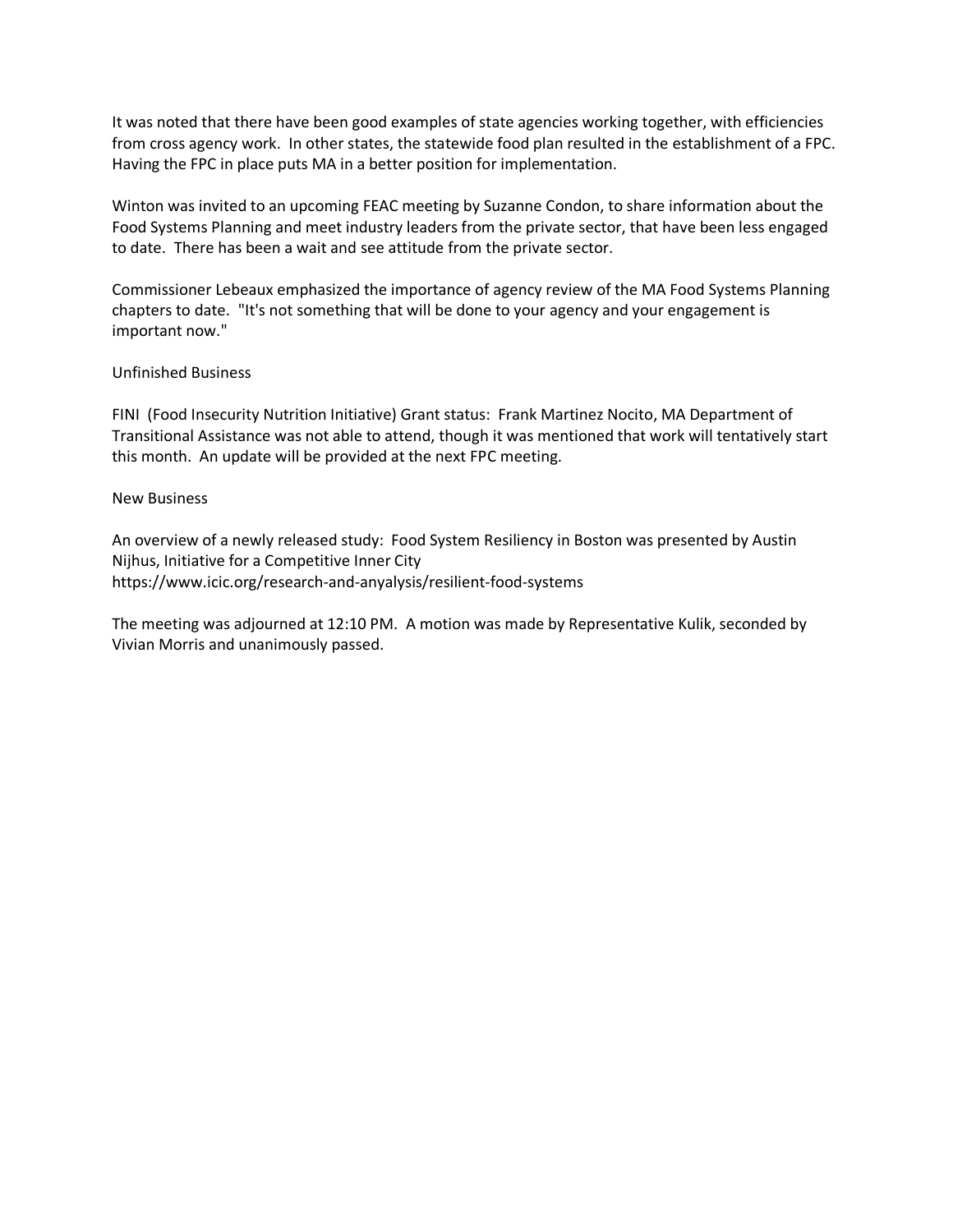It was noted that there have been good examples of state agencies working together, with efficiencies from cross agency work. In other states, the statewide food plan resulted in the establishment of a FPC. Having the FPC in place puts MA in a better position for implementation.

Winton was invited to an upcoming FEAC meeting by Suzanne Condon, to share information about the Food Systems Planning and meet industry leaders from the private sector, that have been less engaged to date. There has been a wait and see attitude from the private sector.

Commissioner Lebeaux emphasized the importance of agency review of the MA Food Systems Planning chapters to date. "It's not something that will be done to your agency and your engagement is important now."

Unfinished Business

FINI (Food Insecurity Nutrition Initiative) Grant status: Frank Martinez Nocito, MA Department of Transitional Assistance was not able to attend, though it was mentioned that work will tentatively start this month. An update will be provided at the next FPC meeting.

New Business

An overview of a newly released study: Food System Resiliency in Boston was presented by Austin Nijhus, Initiative for a Competitive Inner City
https://www.icic.org/research-and-anyalysis/resilient-food-systems

The meeting was adjourned at 12:10 PM. A motion was made by Representative Kulik, seconded by Vivian Morris and unanimously passed.